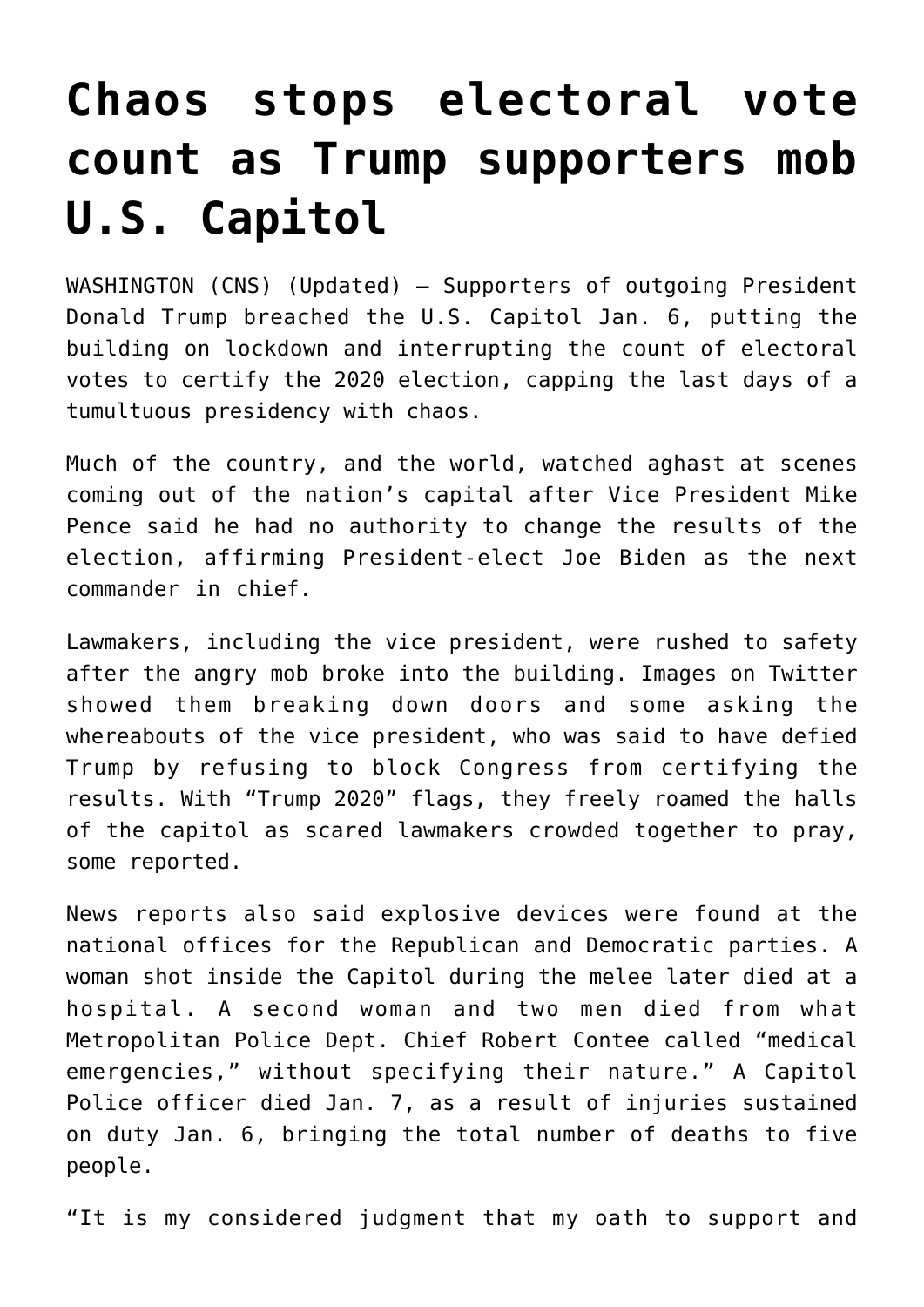# Chaos stops electoral vote count as Trump supporters mob U.S. Capitol

WASHINGTON (CNS) (Updated) — Supporters of outgoing President Donald Trump breached the U.S. Capitol Jan. 6, putting the building on lockdown and interrupting the count of electoral votes to certify the 2020 election, capping the last days of a tumultuous presidency with chaos.

Much of the country, and the world, watched aghast at scenes coming out of the nation's capital after Vice President Mike Pence said he had no authority to change the results of the election, affirming President-elect Joe Biden as the next commander in chief.

Lawmakers, including the vice president, were rushed to safety after the angry mob broke into the building. Images on Twitter showed them breaking down doors and some asking the whereabouts of the vice president, who was said to have defied Trump by refusing to block Congress from certifying the results. With "Trump 2020" flags, they freely roamed the halls of the capitol as scared lawmakers crowded together to pray, some reported.

News reports also said explosive devices were found at the national offices for the Republican and Democratic parties. A woman shot inside the Capitol during the melee later died at a hospital. A second woman and two men died from what Metropolitan Police Dept. Chief Robert Contee called "medical emergencies," without specifying their nature." A Capitol Police officer died Jan. 7, as a result of injuries sustained on duty Jan. 6, bringing the total number of deaths to five people.

"It is my considered judgment that my oath to support and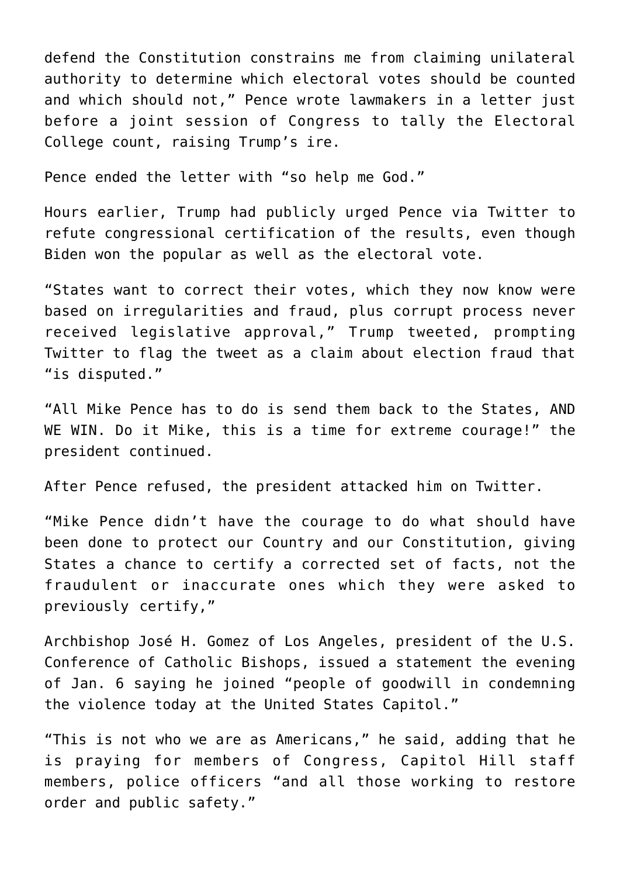defend the Constitution constrains me from claiming unilateral authority to determine which electoral votes should be counted and which should not," Pence wrote lawmakers in a letter just before a joint session of Congress to tally the Electoral College count, raising Trump's ire.

Pence ended the letter with "so help me God."

Hours earlier, Trump had publicly urged Pence via Twitter to refute congressional certification of the results, even though Biden won the popular as well as the electoral vote.

"States want to correct their votes, which they now know were based on irregularities and fraud, plus corrupt process never received legislative approval," Trump tweeted, prompting Twitter to flag the tweet as a claim about election fraud that "is disputed."

"All Mike Pence has to do is send them back to the States, AND WE WIN. Do it Mike, this is a time for extreme courage!" the president continued.

After Pence refused, the president attacked him on Twitter.

"Mike Pence didn't have the courage to do what should have been done to protect our Country and our Constitution, giving States a chance to certify a corrected set of facts, not the fraudulent or inaccurate ones which they were asked to previously certify,"

Archbishop José H. Gomez of Los Angeles, president of the U.S. Conference of Catholic Bishops, issued a statement the evening of Jan. 6 saying he joined "people of goodwill in condemning the violence today at the United States Capitol."

"This is not who we are as Americans," he said, adding that he is praying for members of Congress, Capitol Hill staff members, police officers "and all those working to restore order and public safety."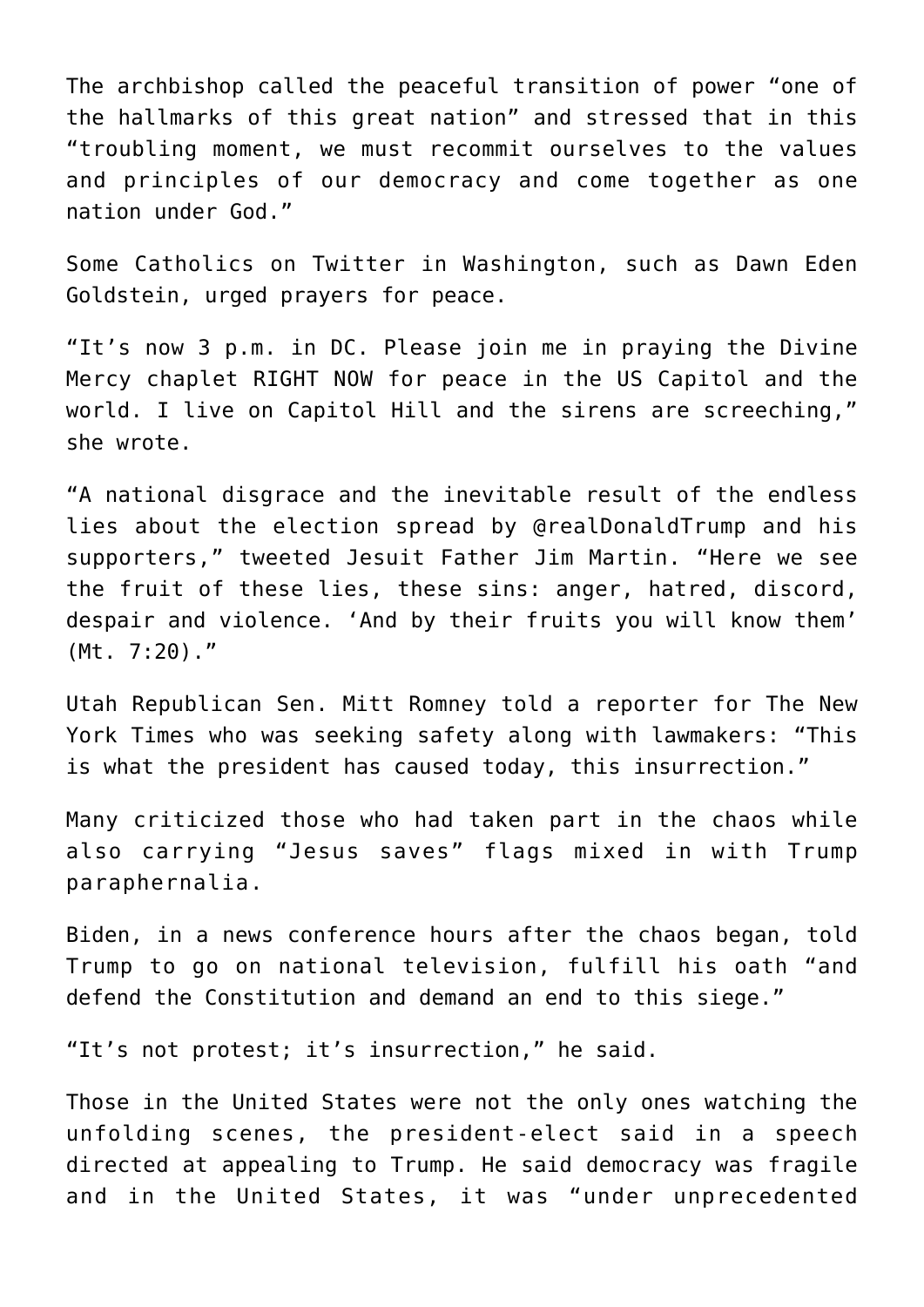The archbishop called the peaceful transition of power “one of the hallmarks of this great nation” and stressed that in this “troubling moment, we must recommit ourselves to the values and principles of our democracy and come together as one nation under God.”

Some Catholics on Twitter in Washington, such as Dawn Eden Goldstein, urged prayers for peace.

“It’s now 3 p.m. in DC. Please join me in praying the Divine Mercy chaplet RIGHT NOW for peace in the US Capitol and the world. I live on Capitol Hill and the sirens are screeching,” she wrote.

“A national disgrace and the inevitable result of the endless lies about the election spread by @realDonaldTrump and his supporters,” tweeted Jesuit Father Jim Martin. “Here we see the fruit of these lies, these sins: anger, hatred, discord, despair and violence. ‘And by their fruits you will know them’ (Mt. 7:20).”

Utah Republican Sen. Mitt Romney told a reporter for The New York Times who was seeking safety along with lawmakers: “This is what the president has caused today, this insurrection.”

Many criticized those who had taken part in the chaos while also carrying “Jesus saves” flags mixed in with Trump paraphernalia.

Biden, in a news conference hours after the chaos began, told Trump to go on national television, fulfill his oath “and defend the Constitution and demand an end to this siege.”

“It’s not protest; it’s insurrection,” he said.

Those in the United States were not the only ones watching the unfolding scenes, the president-elect said in a speech directed at appealing to Trump. He said democracy was fragile and in the United States, it was “under unprecedented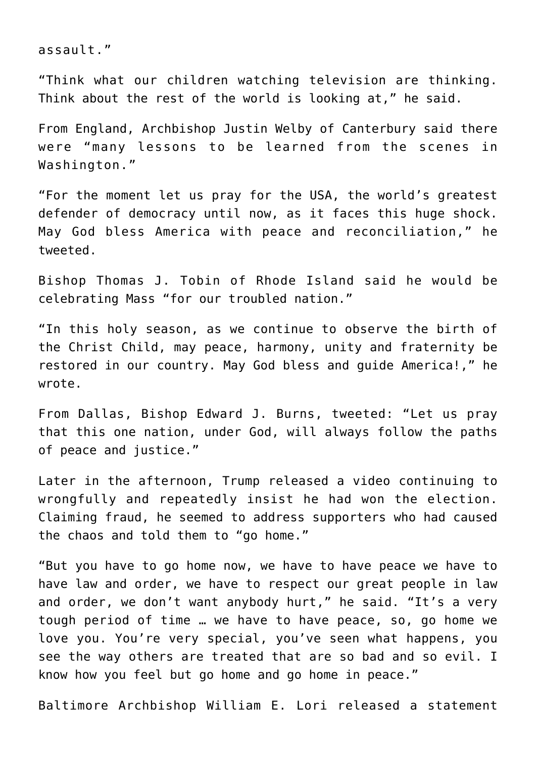assault."

"Think what our children watching television are thinking. Think about the rest of the world is looking at," he said.

From England, Archbishop Justin Welby of Canterbury said there were "many lessons to be learned from the scenes in Washington."

"For the moment let us pray for the USA, the world's greatest defender of democracy until now, as it faces this huge shock. May God bless America with peace and reconciliation," he tweeted.

Bishop Thomas J. Tobin of Rhode Island said he would be celebrating Mass "for our troubled nation."

"In this holy season, as we continue to observe the birth of the Christ Child, may peace, harmony, unity and fraternity be restored in our country. May God bless and guide America!," he wrote.

From Dallas, Bishop Edward J. Burns, tweeted: "Let us pray that this one nation, under God, will always follow the paths of peace and justice."

Later in the afternoon, Trump released a video continuing to wrongfully and repeatedly insist he had won the election. Claiming fraud, he seemed to address supporters who had caused the chaos and told them to "go home."

"But you have to go home now, we have to have peace we have to have law and order, we have to respect our great people in law and order, we don't want anybody hurt," he said. "It's a very tough period of time … we have to have peace, so, go home we love you. You're very special, you've seen what happens, you see the way others are treated that are so bad and so evil. I know how you feel but go home and go home in peace."

Baltimore Archbishop William E. Lori released a statement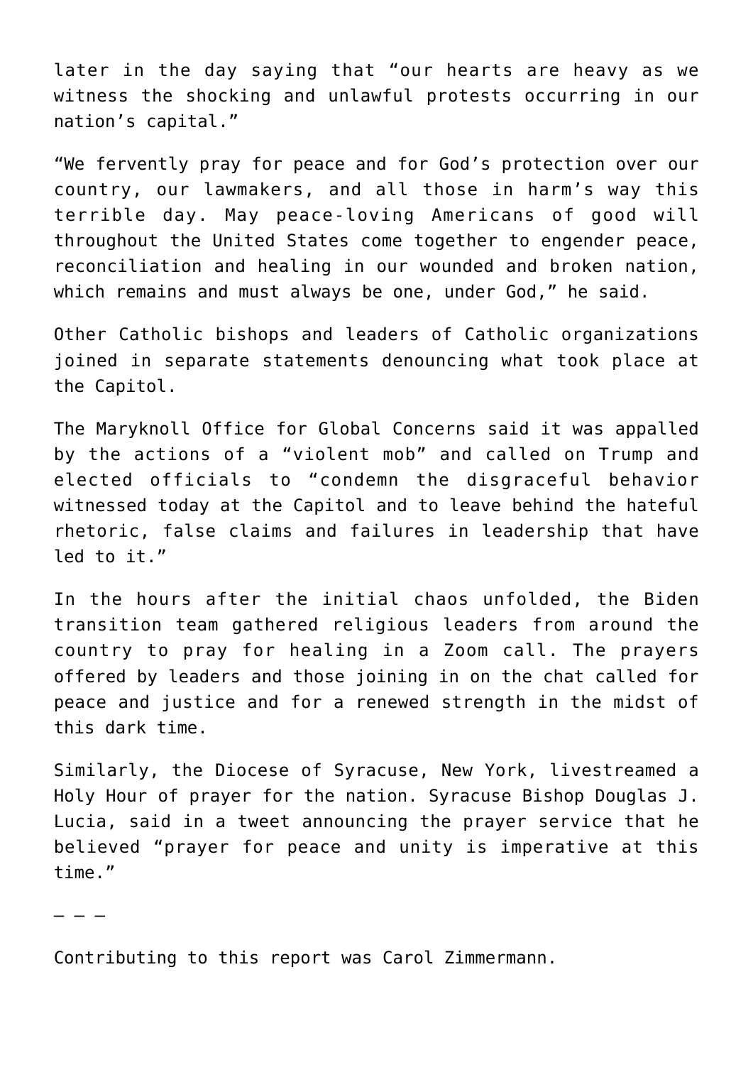later in the day saying that "our hearts are heavy as we witness the shocking and unlawful protests occurring in our nation's capital."

"We fervently pray for peace and for God's protection over our country, our lawmakers, and all those in harm's way this terrible day. May peace-loving Americans of good will throughout the United States come together to engender peace, reconciliation and healing in our wounded and broken nation, which remains and must always be one, under God," he said.

Other Catholic bishops and leaders of Catholic organizations joined in separate statements denouncing what took place at the Capitol.

The Maryknoll Office for Global Concerns said it was appalled by the actions of a "violent mob" and called on Trump and elected officials to "condemn the disgraceful behavior witnessed today at the Capitol and to leave behind the hateful rhetoric, false claims and failures in leadership that have led to it."

In the hours after the initial chaos unfolded, the Biden transition team gathered religious leaders from around the country to pray for healing in a Zoom call. The prayers offered by leaders and those joining in on the chat called for peace and justice and for a renewed strength in the midst of this dark time.

Similarly, the Diocese of Syracuse, New York, livestreamed a Holy Hour of prayer for the nation. Syracuse Bishop Douglas J. Lucia, said in a tweet announcing the prayer service that he believed "prayer for peace and unity is imperative at this time."

— — —

Contributing to this report was Carol Zimmermann.